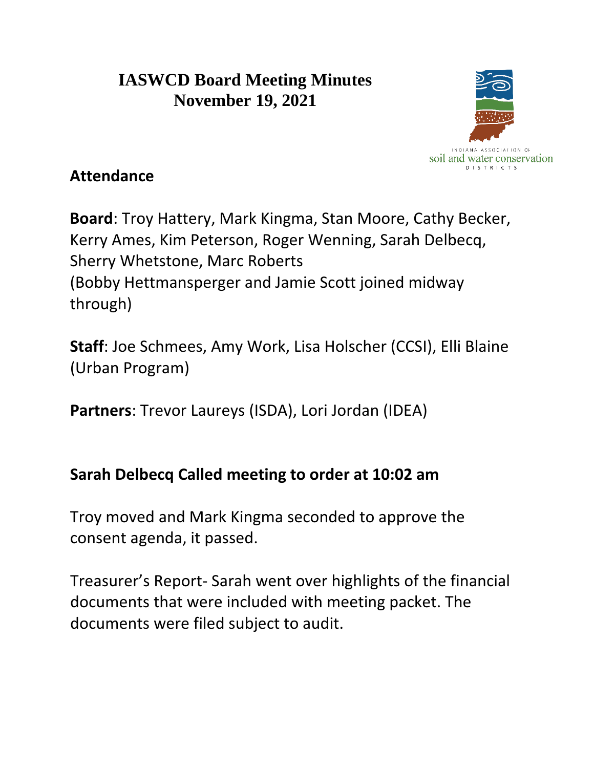# IASWCD Board Meeting Minutes
# November 19, 2021

## Attendance

**Board**: Troy Hattery, Mark Kingma, Stan Moore, Cathy Becker, Kerry Ames, Kim Peterson, Roger Wenning, Sarah Delbecq, Sherry Whetstone, Marc Roberts
(Bobby Hettmansperger and Jamie Scott joined midway through)

**Staff**: Joe Schmees, Amy Work, Lisa Holscher (CCSI), Elli Blaine (Urban Program)

**Partners**: Trevor Laureys (ISDA), Lori Jordan (IDEA)

**Sarah Delbecq Called meeting to order at 10:02 am**

Troy moved and Mark Kingma seconded to approve the consent agenda, it passed.

Treasurer's Report- Sarah went over highlights of the financial documents that were included with meeting packet. The documents were filed subject to audit.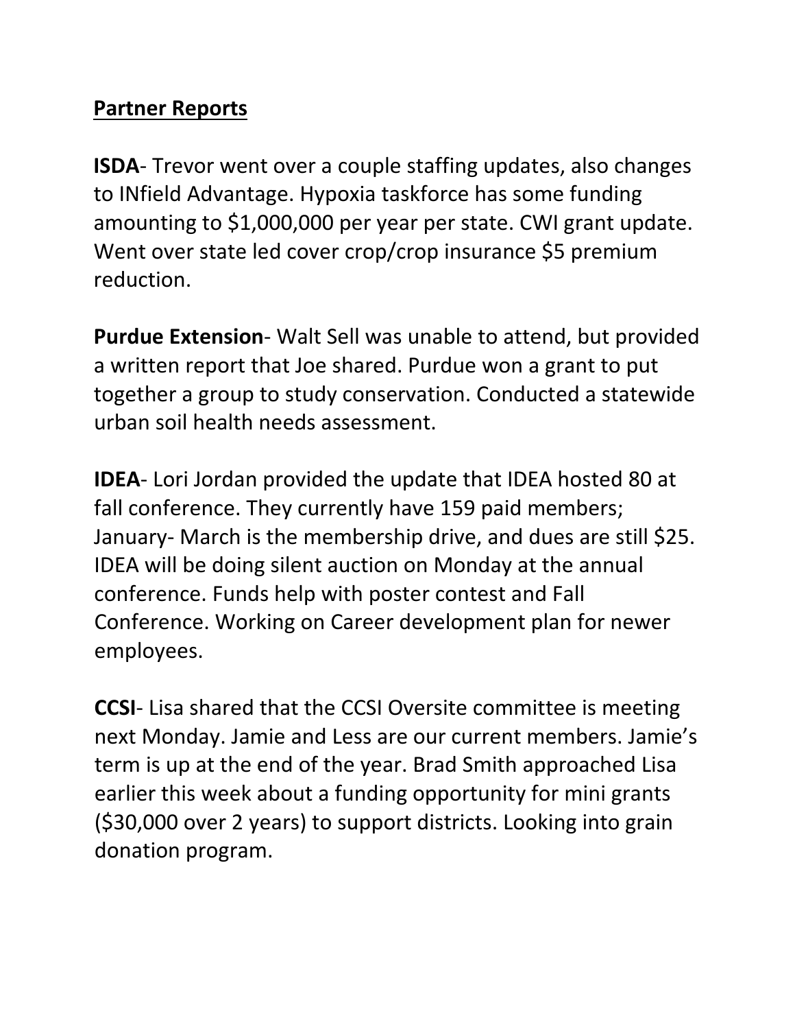**Partner Reports**

**ISDA**- Trevor went over a couple staffing updates, also changes to INfield Advantage. Hypoxia taskforce has some funding amounting to $1,000,000 per year per state. CWI grant update. Went over state led cover crop/crop insurance $5 premium reduction.

**Purdue Extension**- Walt Sell was unable to attend, but provided a written report that Joe shared. Purdue won a grant to put together a group to study conservation. Conducted a statewide urban soil health needs assessment.

**IDEA**- Lori Jordan provided the update that IDEA hosted 80 at fall conference. They currently have 159 paid members; January- March is the membership drive, and dues are still $25. IDEA will be doing silent auction on Monday at the annual conference. Funds help with poster contest and Fall Conference. Working on Career development plan for newer employees.

**CCSI**- Lisa shared that the CCSI Oversite committee is meeting next Monday. Jamie and Less are our current members. Jamie's term is up at the end of the year. Brad Smith approached Lisa earlier this week about a funding opportunity for mini grants ($30,000 over 2 years) to support districts. Looking into grain donation program.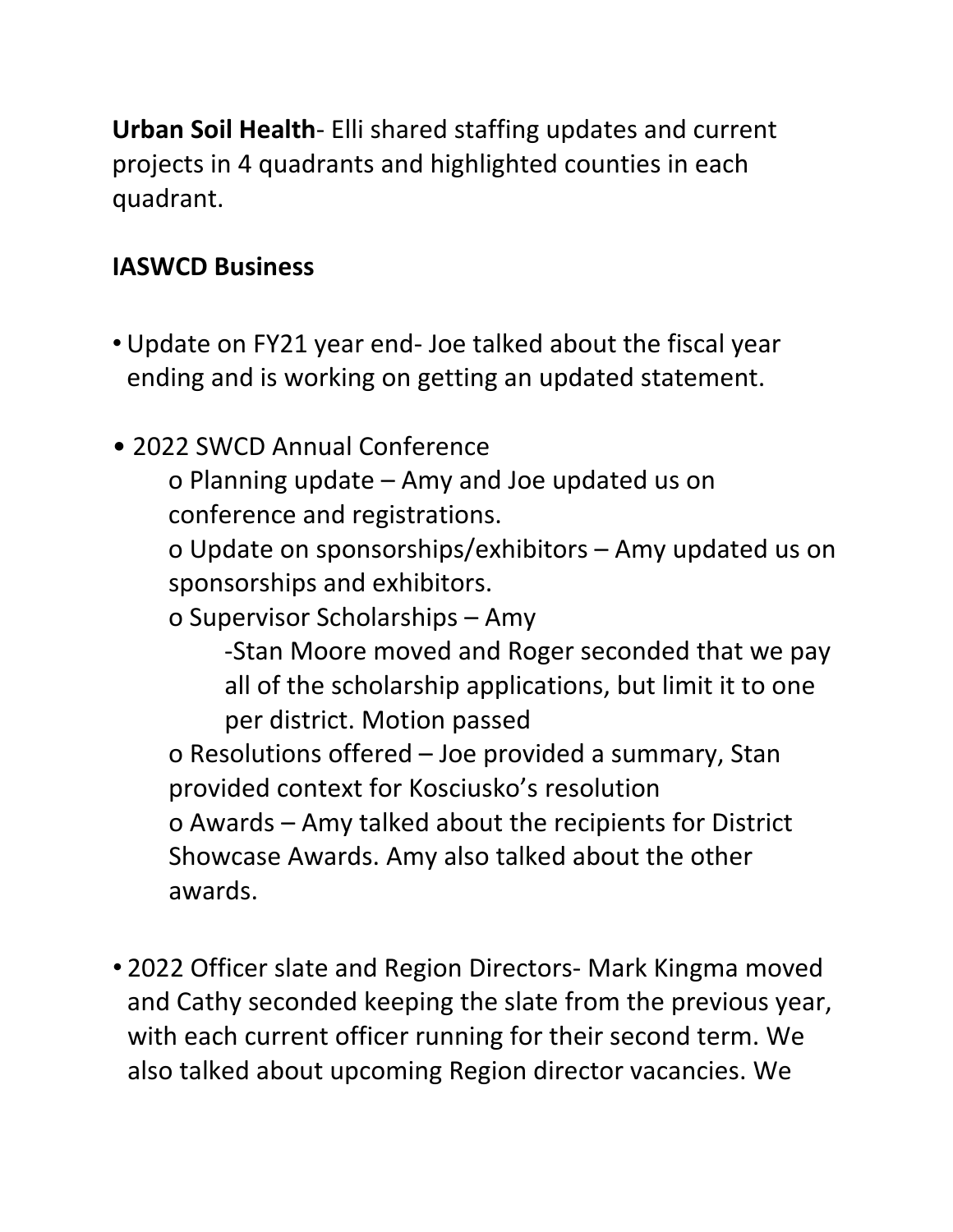**Urban Soil Health**- Elli shared staffing updates and current projects in 4 quadrants and highlighted counties in each quadrant.

**IASWCD Business**

- Update on FY21 year end- Joe talked about the fiscal year ending and is working on getting an updated statement.
- 2022 SWCD Annual Conference
  - Planning update – Amy and Joe updated us on conference and registrations.
  - Update on sponsorships/exhibitors – Amy updated us on sponsorships and exhibitors.
  - Supervisor Scholarships – Amy
    - Stan Moore moved and Roger seconded that we pay all of the scholarship applications, but limit it to one per district. Motion passed
  - Resolutions offered – Joe provided a summary, Stan provided context for Kosciusko's resolution
  - Awards – Amy talked about the recipients for District Showcase Awards. Amy also talked about the other awards.
- 2022 Officer slate and Region Directors- Mark Kingma moved and Cathy seconded keeping the slate from the previous year, with each current officer running for their second term. We also talked about upcoming Region director vacancies. We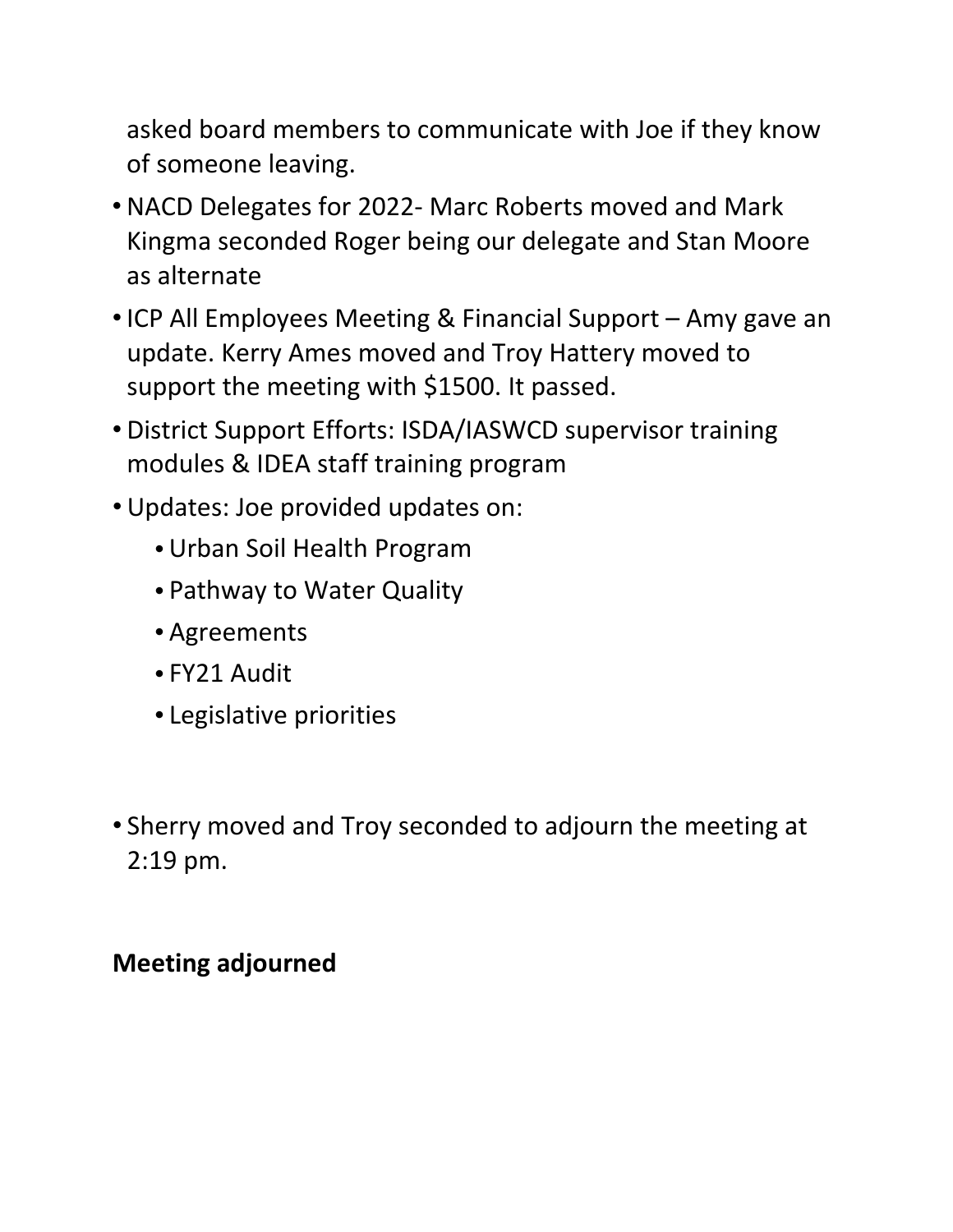asked board members to communicate with Joe if they know of someone leaving.

- NACD Delegates for 2022- Marc Roberts moved and Mark Kingma seconded Roger being our delegate and Stan Moore as alternate
- ICP All Employees Meeting & Financial Support – Amy gave an update. Kerry Ames moved and Troy Hattery moved to support the meeting with $1500. It passed.
- District Support Efforts: ISDA/IASWCD supervisor training modules & IDEA staff training program
- Updates: Joe provided updates on:
  - Urban Soil Health Program
  - Pathway to Water Quality
  - Agreements
  - FY21 Audit
  - Legislative priorities

- Sherry moved and Troy seconded to adjourn the meeting at 2:19 pm.

**Meeting adjourned**